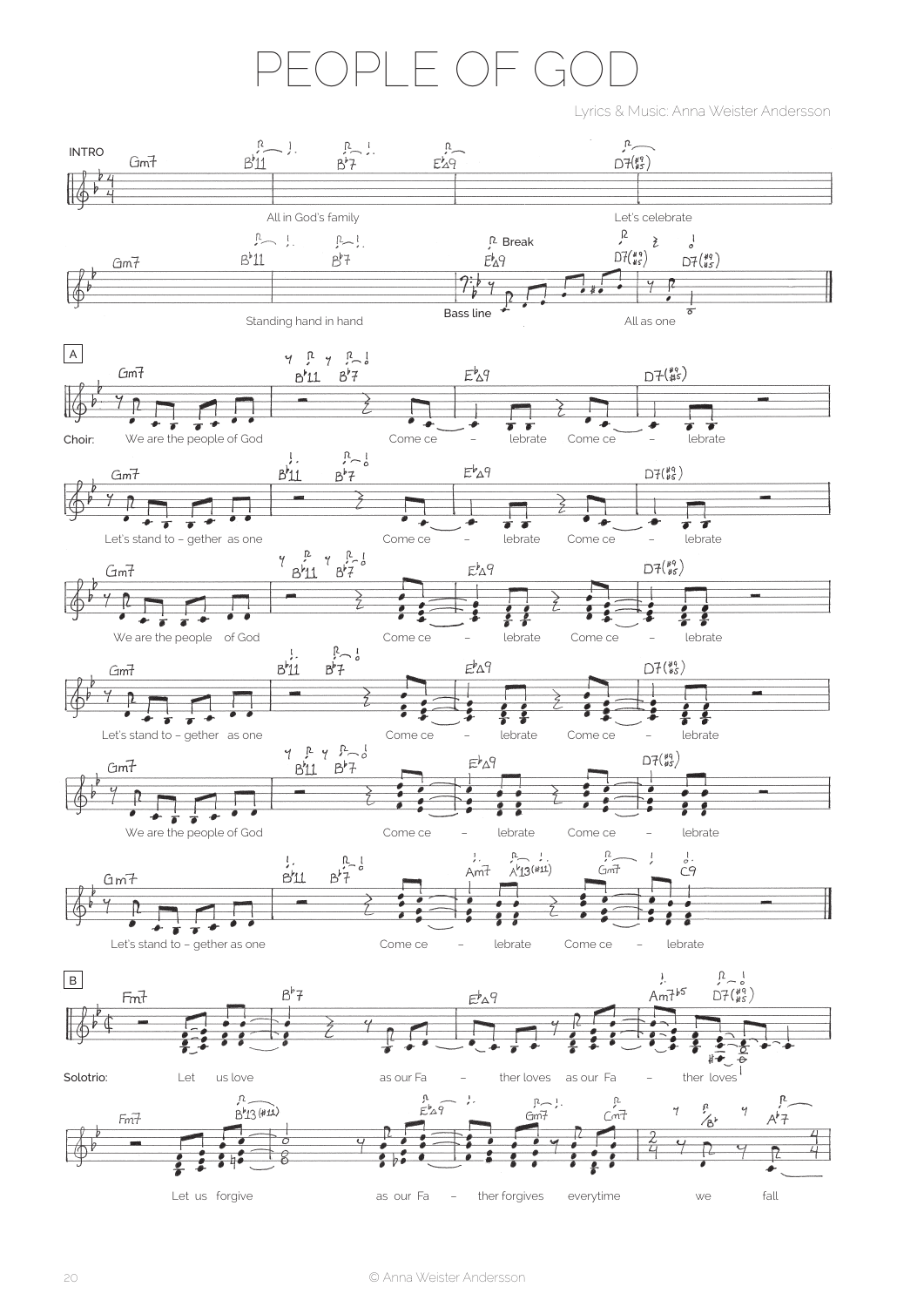# PEOPLE OF GOD

Lyrics & Music: Anna Weister Andersson

INTRO

Gm7 | B♭11 B♭7 | E♭Δ9 | D7(♯9/♯5)

All in God's family ... Let's celebrate

Gm7 | B♭11 B♭7 | E♭Δ9 Break | D7(♯9/♯5) D7(♯9/♯5)

Standing hand in hand — Bass line — All as one

A

Choir:

Gm7 | B♭11 B♭7 | E♭Δ9 | D7(♯9/♯5)

We are the people of God — Come ce – lebrate — Come ce – lebrate

Gm7 | B♭11 B♭7 | E♭Δ9 | D7(♯9/♯5)

Let's stand to – gether as one — Come ce – lebrate — Come ce – lebrate

Gm7 | B♭11 B♭7 | E♭Δ9 | D7(♯9/♯5)

We are the people of God — Come ce – lebrate — Come ce – lebrate

Gm7 | B♭11 B♭7 | E♭Δ9 | D7(♯9/♯5)

Let's stand to – gether as one — Come ce – lebrate — Come ce – lebrate

Gm7 | B♭11 B♭7 | E♭Δ9 | D7(♯9/♯5)

We are the people of God — Come ce – lebrate — Come ce – lebrate

Gm7 | B♭11 B♭7 | Am7 A♭13(♯11) | Gm7 C9

Let's stand to – gether as one — Come ce – lebrate — Come ce – lebrate

B

Solotrio:

Fm7 | B♭7 | E♭Δ9 | Am7♭5 D7(♯9/♯5)

Let us love as our Fa – ther loves as our Fa – ther loves

Fm7 | B♭13(♯11) | E♭Δ9 Gm7 Cm7 | B♭ A♭7

Let us forgive as our Fa – ther forgives everytime we fall

© Anna Weister Andersson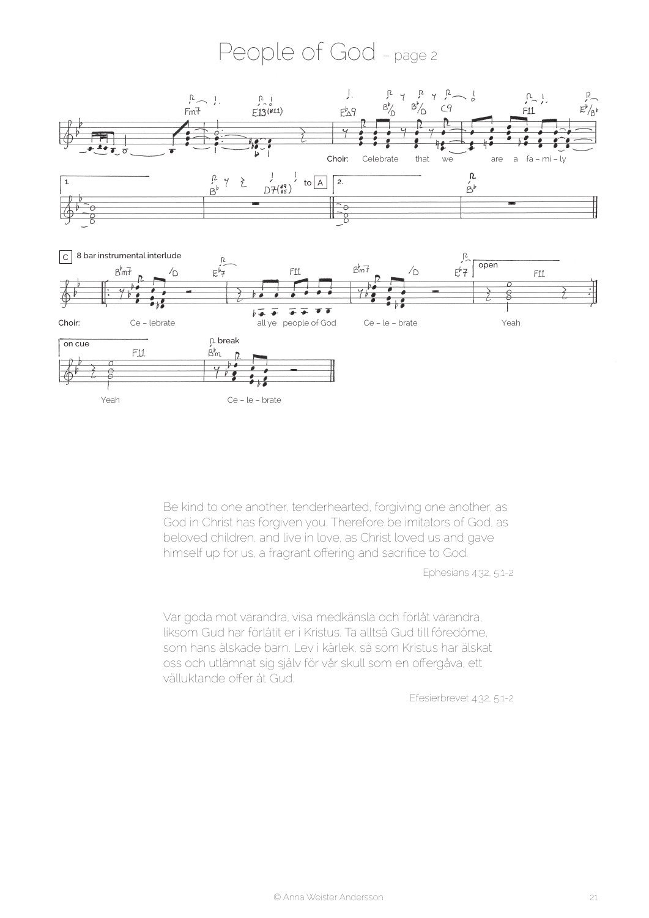# People of God – page 2

Be kind to one another, tenderhearted, forgiving one another, as God in Christ has forgiven you. Therefore be imitators of God, as beloved children, and live in love, as Christ loved us and gave himself up for us, a fragrant offering and sacrifice to God.

Ephesians 4:32, 5:1-2

Var goda mot varandra, visa medkänsla och förlåt varandra, liksom Gud har förlåtit er i Kristus. Ta alltså Gud till föredöme, som hans älskade barn. Lev i kärlek, så som Kristus har älskat oss och utlämnat sig själv för vår skull som en offergåva, ett välluktande offer åt Gud.

Efesierbrevet 4:32, 5:1-2

© Anna Weister Andersson